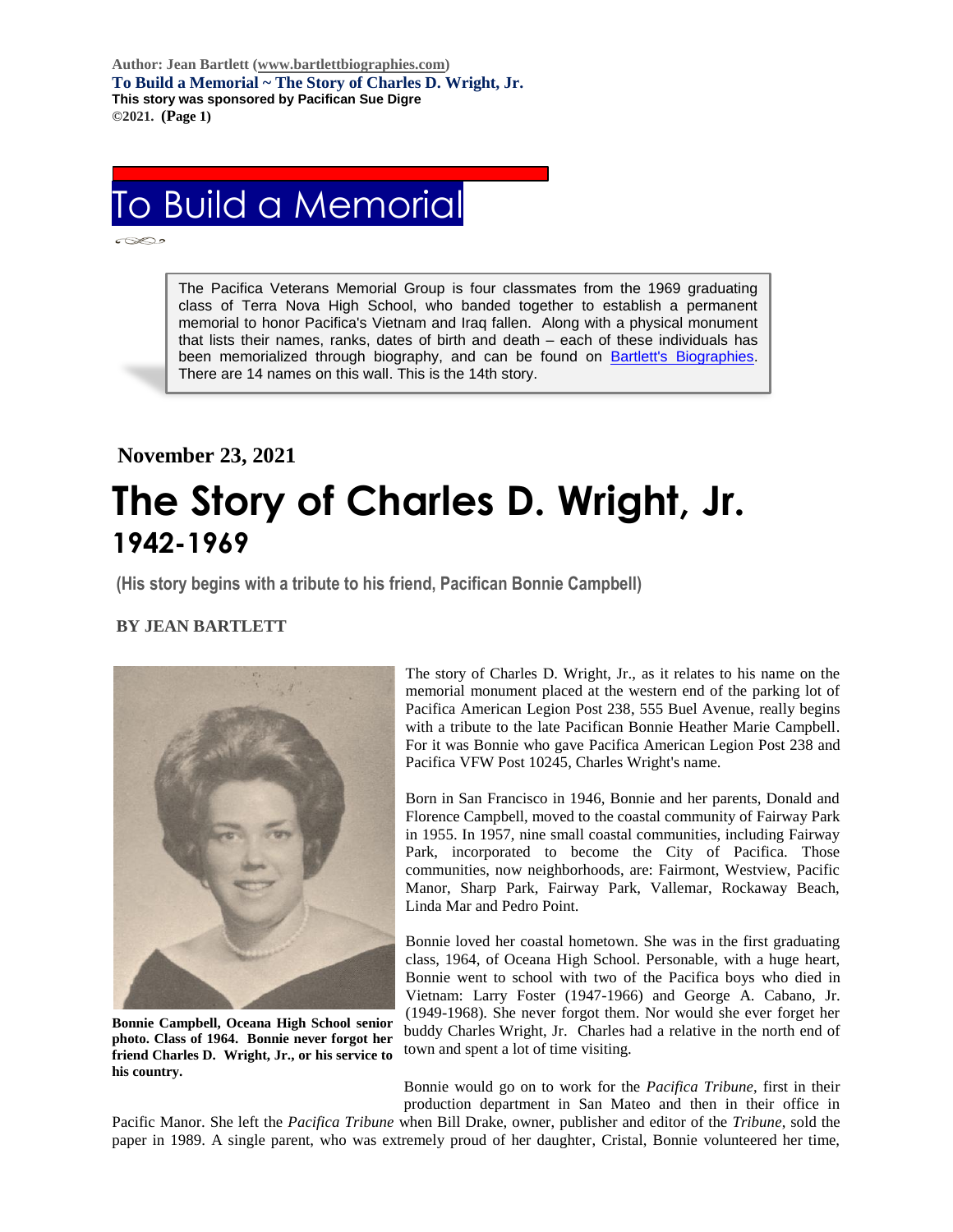Author: Jean Bartlett (www.bartlettbiographies.com)
**To Build a Memorial ~ The Story of Charles D. Wright, Jr.**
**This story was sponsored by Pacifican Sue Digre**
**©2021. (Page 1)**

# To Build a Memorial

The Pacifica Veterans Memorial Group is four classmates from the 1969 graduating class of Terra Nova High School, who banded together to establish a permanent memorial to honor Pacifica's Vietnam and Iraq fallen. Along with a physical monument that lists their names, ranks, dates of birth and death – each of these individuals has been memorialized through biography, and can be found on Bartlett's Biographies. There are 14 names on this wall. This is the 14th story.

**November 23, 2021**

# The Story of Charles D. Wright, Jr.

## 1942-1969

**(His story begins with a tribute to his friend, Pacifican Bonnie Campbell)**

**BY JEAN BARTLETT**

**Bonnie Campbell, Oceana High School senior photo. Class of 1964. Bonnie never forgot her friend Charles D. Wright, Jr., or his service to his country.**

The story of Charles D. Wright, Jr., as it relates to his name on the memorial monument placed at the western end of the parking lot of Pacifica American Legion Post 238, 555 Buel Avenue, really begins with a tribute to the late Pacifican Bonnie Heather Marie Campbell. For it was Bonnie who gave Pacifica American Legion Post 238 and Pacifica VFW Post 10245, Charles Wright's name.

Born in San Francisco in 1946, Bonnie and her parents, Donald and Florence Campbell, moved to the coastal community of Fairway Park in 1955. In 1957, nine small coastal communities, including Fairway Park, incorporated to become the City of Pacifica. Those communities, now neighborhoods, are: Fairmont, Westview, Pacific Manor, Sharp Park, Fairway Park, Vallemar, Rockaway Beach, Linda Mar and Pedro Point.

Bonnie loved her coastal hometown. She was in the first graduating class, 1964, of Oceana High School. Personable, with a huge heart, Bonnie went to school with two of the Pacifica boys who died in Vietnam: Larry Foster (1947-1966) and George A. Cabano, Jr. (1949-1968). She never forgot them. Nor would she ever forget her buddy Charles Wright, Jr. Charles had a relative in the north end of town and spent a lot of time visiting.

Bonnie would go on to work for the *Pacifica Tribune*, first in their production department in San Mateo and then in their office in Pacific Manor. She left the *Pacifica Tribune* when Bill Drake, owner, publisher and editor of the *Tribune*, sold the paper in 1989. A single parent, who was extremely proud of her daughter, Cristal, Bonnie volunteered her time,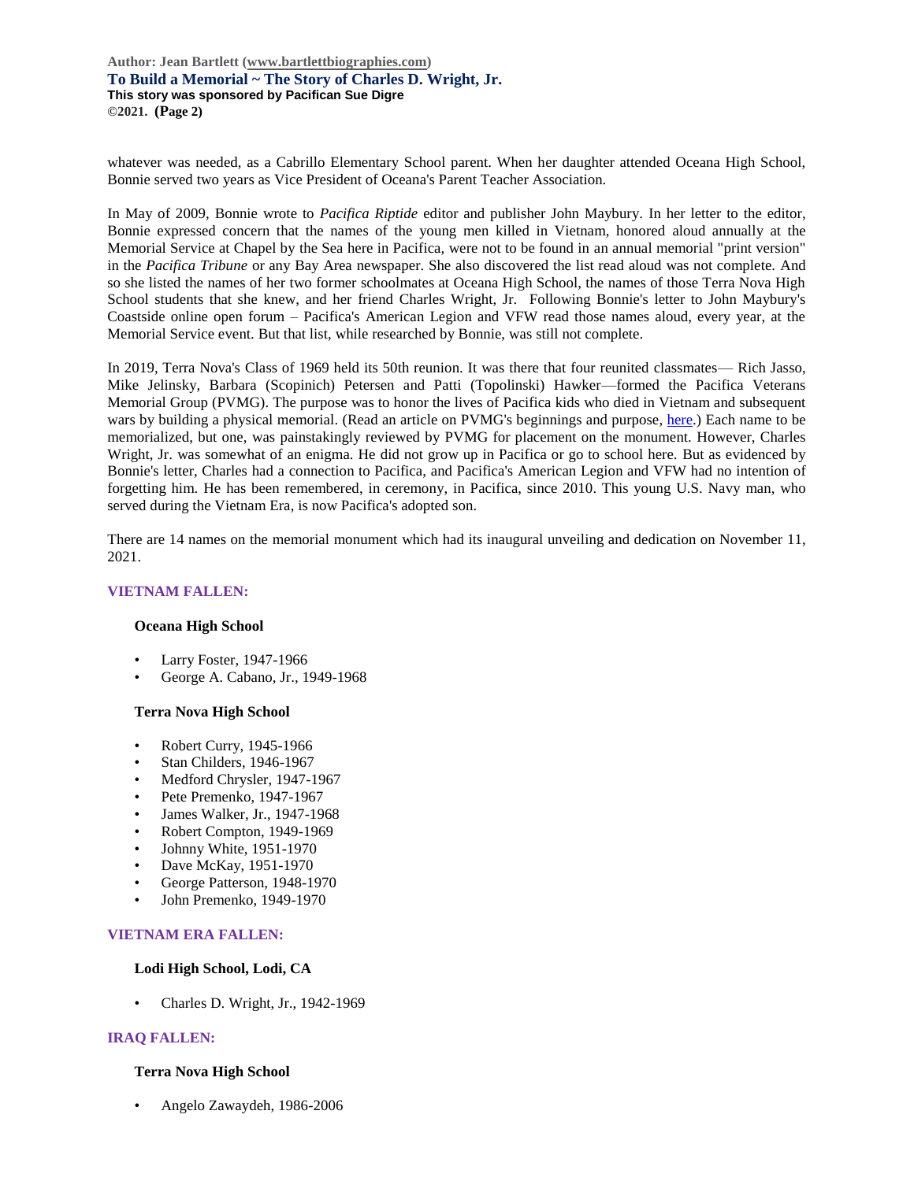whatever was needed, as a Cabrillo Elementary School parent. When her daughter attended Oceana High School, Bonnie served two years as Vice President of Oceana's Parent Teacher Association.

In May of 2009, Bonnie wrote to *Pacifica Riptide* editor and publisher John Maybury. In her letter to the editor, Bonnie expressed concern that the names of the young men killed in Vietnam, honored aloud annually at the Memorial Service at Chapel by the Sea here in Pacifica, were not to be found in an annual memorial "print version" in the *Pacifica Tribune* or any Bay Area newspaper. She also discovered the list read aloud was not complete. And so she listed the names of her two former schoolmates at Oceana High School, the names of those Terra Nova High School students that she knew, and her friend Charles Wright, Jr. Following Bonnie's letter to John Maybury's Coastside online open forum – Pacifica's American Legion and VFW read those names aloud, every year, at the Memorial Service event. But that list, while researched by Bonnie, was still not complete.

In 2019, Terra Nova's Class of 1969 held its 50th reunion. It was there that four reunited classmates— Rich Jasso, Mike Jelinsky, Barbara (Scopinich) Petersen and Patti (Topolinski) Hawker—formed the Pacifica Veterans Memorial Group (PVMG). The purpose was to honor the lives of Pacifica kids who died in Vietnam and subsequent wars by building a physical memorial. (Read an article on PVMG's beginnings and purpose, here.) Each name to be memorialized, but one, was painstakingly reviewed by PVMG for placement on the monument. However, Charles Wright, Jr. was somewhat of an enigma. He did not grow up in Pacifica or go to school here. But as evidenced by Bonnie's letter, Charles had a connection to Pacifica, and Pacifica's American Legion and VFW had no intention of forgetting him. He has been remembered, in ceremony, in Pacifica, since 2010. This young U.S. Navy man, who served during the Vietnam Era, is now Pacifica's adopted son.

There are 14 names on the memorial monument which had its inaugural unveiling and dedication on November 11, 2021.

### VIETNAM FALLEN:

**Oceana High School**

- Larry Foster, 1947-1966
- George A. Cabano, Jr., 1949-1968

**Terra Nova High School**

- Robert Curry, 1945-1966
- Stan Childers, 1946-1967
- Medford Chrysler, 1947-1967
- Pete Premenko, 1947-1967
- James Walker, Jr., 1947-1968
- Robert Compton, 1949-1969
- Johnny White, 1951-1970
- Dave McKay, 1951-1970
- George Patterson, 1948-1970
- John Premenko, 1949-1970

### VIETNAM ERA FALLEN:

**Lodi High School, Lodi, CA**

- Charles D. Wright, Jr., 1942-1969

### IRAQ FALLEN:

**Terra Nova High School**

- Angelo Zawaydeh, 1986-2006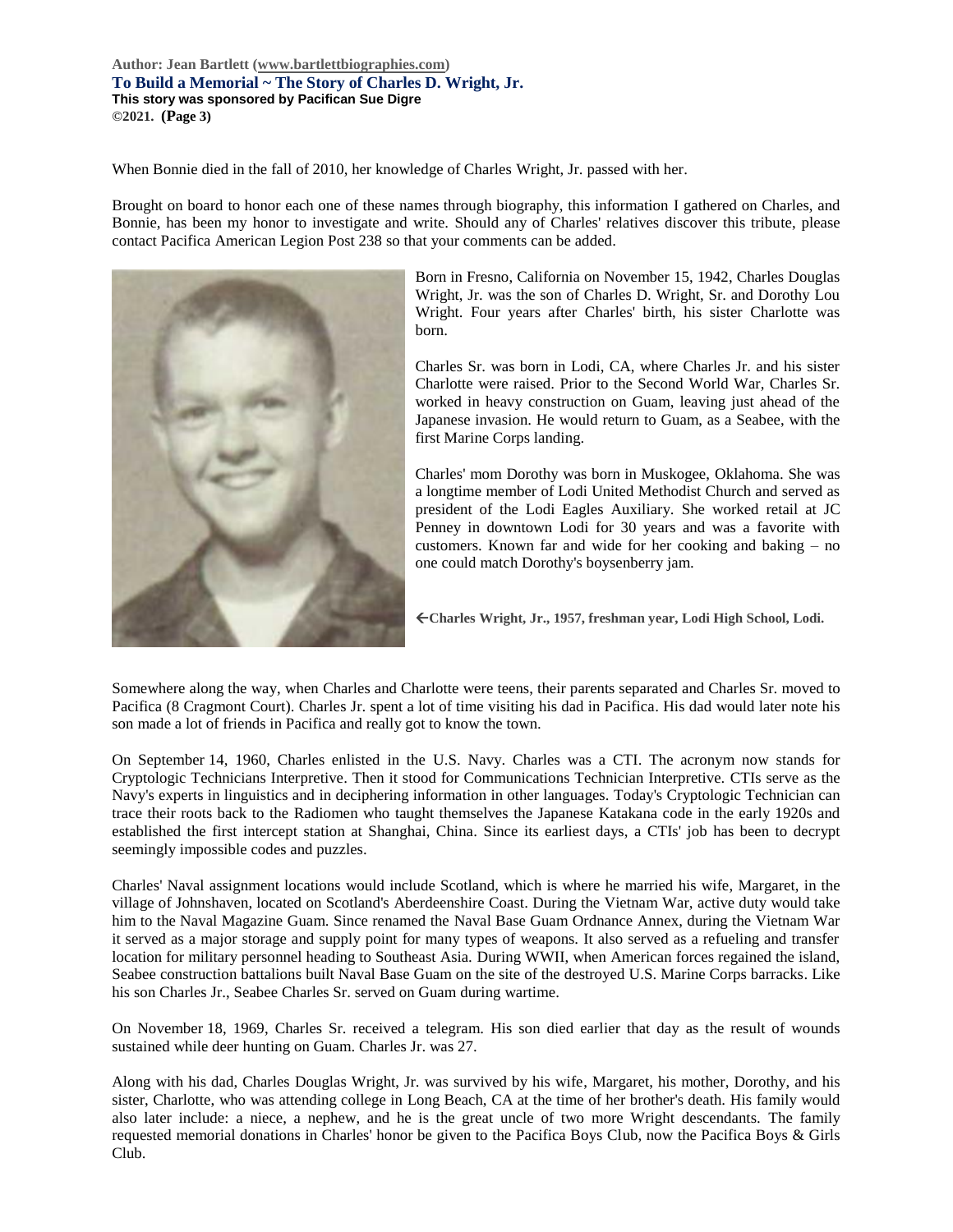When Bonnie died in the fall of 2010, her knowledge of Charles Wright, Jr. passed with her.

Brought on board to honor each one of these names through biography, this information I gathered on Charles, and Bonnie, has been my honor to investigate and write. Should any of Charles' relatives discover this tribute, please contact Pacifica American Legion Post 238 so that your comments can be added.

Born in Fresno, California on November 15, 1942, Charles Douglas Wright, Jr. was the son of Charles D. Wright, Sr. and Dorothy Lou Wright. Four years after Charles' birth, his sister Charlotte was born.

Charles Sr. was born in Lodi, CA, where Charles Jr. and his sister Charlotte were raised. Prior to the Second World War, Charles Sr. worked in heavy construction on Guam, leaving just ahead of the Japanese invasion. He would return to Guam, as a Seabee, with the first Marine Corps landing.

Charles' mom Dorothy was born in Muskogee, Oklahoma. She was a longtime member of Lodi United Methodist Church and served as president of the Lodi Eagles Auxiliary. She worked retail at JC Penney in downtown Lodi for 30 years and was a favorite with customers. Known far and wide for her cooking and baking – no one could match Dorothy's boysenberry jam.

**←Charles Wright, Jr., 1957, freshman year, Lodi High School, Lodi.**

Somewhere along the way, when Charles and Charlotte were teens, their parents separated and Charles Sr. moved to Pacifica (8 Cragmont Court). Charles Jr. spent a lot of time visiting his dad in Pacifica. His dad would later note his son made a lot of friends in Pacifica and really got to know the town.

On September 14, 1960, Charles enlisted in the U.S. Navy. Charles was a CTI. The acronym now stands for Cryptologic Technicians Interpretive. Then it stood for Communications Technician Interpretive. CTIs serve as the Navy's experts in linguistics and in deciphering information in other languages. Today's Cryptologic Technician can trace their roots back to the Radiomen who taught themselves the Japanese Katakana code in the early 1920s and established the first intercept station at Shanghai, China. Since its earliest days, a CTIs' job has been to decrypt seemingly impossible codes and puzzles.

Charles' Naval assignment locations would include Scotland, which is where he married his wife, Margaret, in the village of Johnshaven, located on Scotland's Aberdeenshire Coast. During the Vietnam War, active duty would take him to the Naval Magazine Guam. Since renamed the Naval Base Guam Ordnance Annex, during the Vietnam War it served as a major storage and supply point for many types of weapons. It also served as a refueling and transfer location for military personnel heading to Southeast Asia. During WWII, when American forces regained the island, Seabee construction battalions built Naval Base Guam on the site of the destroyed U.S. Marine Corps barracks. Like his son Charles Jr., Seabee Charles Sr. served on Guam during wartime.

On November 18, 1969, Charles Sr. received a telegram. His son died earlier that day as the result of wounds sustained while deer hunting on Guam. Charles Jr. was 27.

Along with his dad, Charles Douglas Wright, Jr. was survived by his wife, Margaret, his mother, Dorothy, and his sister, Charlotte, who was attending college in Long Beach, CA at the time of her brother's death. His family would also later include: a niece, a nephew, and he is the great uncle of two more Wright descendants. The family requested memorial donations in Charles' honor be given to the Pacifica Boys Club, now the Pacifica Boys & Girls Club.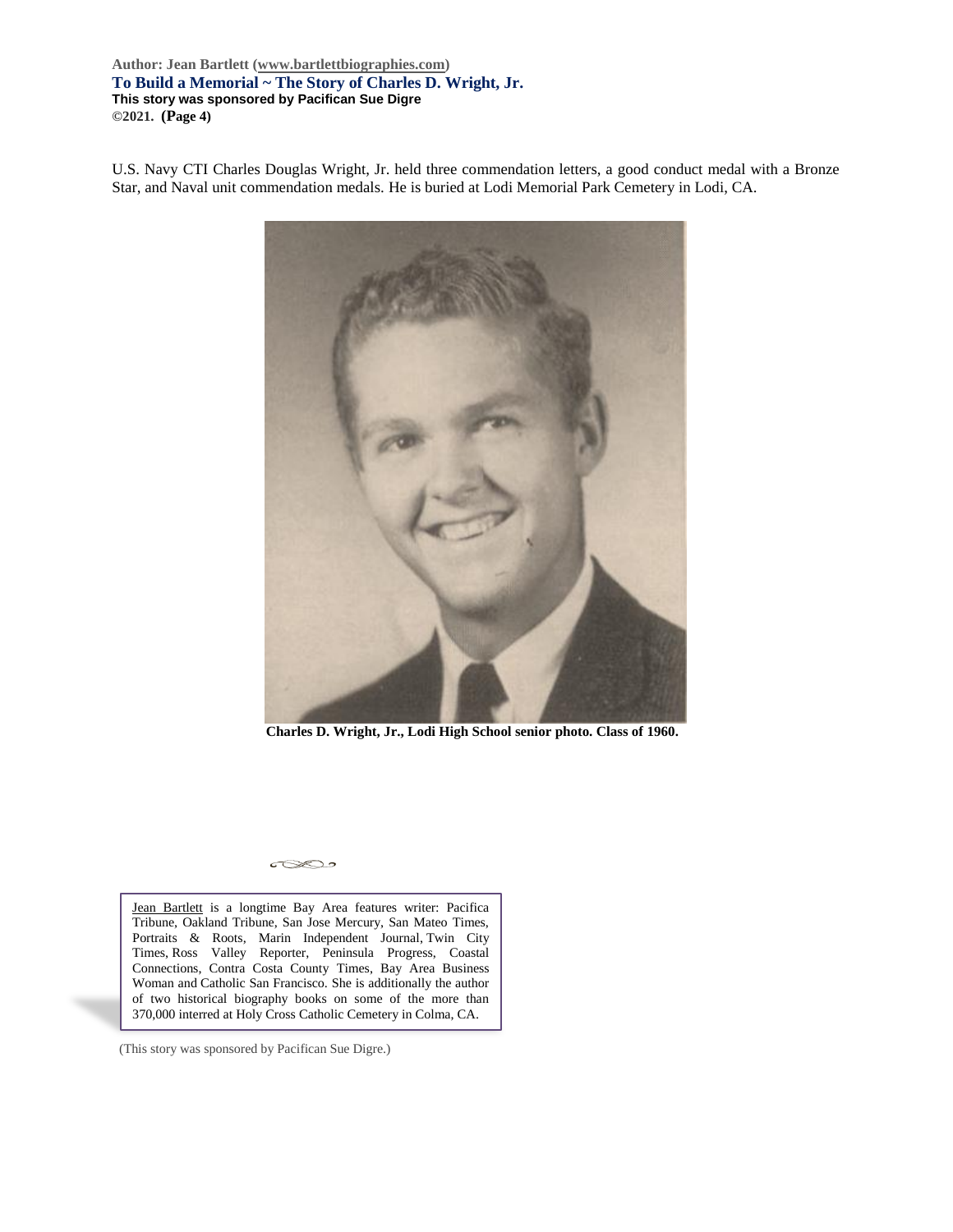U.S. Navy CTI Charles Douglas Wright, Jr. held three commendation letters, a good conduct medal with a Bronze Star, and Naval unit commendation medals. He is buried at Lodi Memorial Park Cemetery in Lodi, CA.

**Charles D. Wright, Jr., Lodi High School senior photo. Class of 1960.**

Jean Bartlett is a longtime Bay Area features writer: Pacifica Tribune, Oakland Tribune, San Jose Mercury, San Mateo Times, Portraits & Roots, Marin Independent Journal, Twin City Times, Ross Valley Reporter, Peninsula Progress, Coastal Connections, Contra Costa County Times, Bay Area Business Woman and Catholic San Francisco. She is additionally the author of two historical biography books on some of the more than 370,000 interred at Holy Cross Catholic Cemetery in Colma, CA.

(This story was sponsored by Pacifican Sue Digre.)